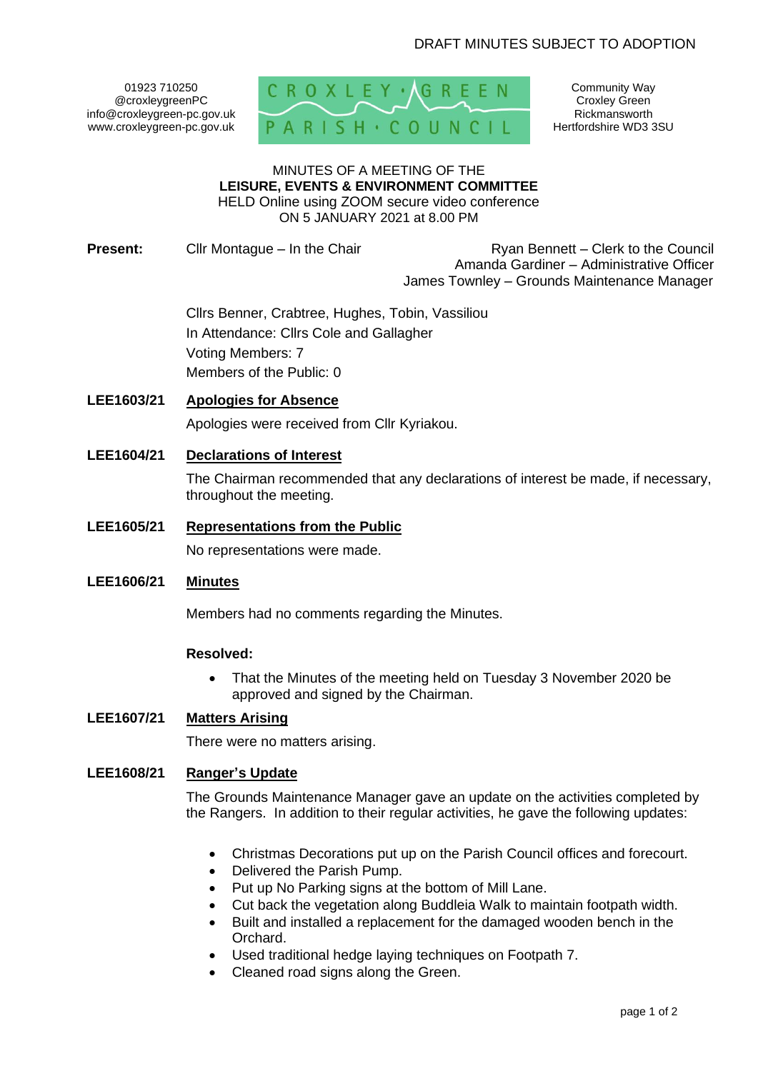DRAFT MINUTES SUBJECT TO ADOPTION

01923 710250
@croxleygreenPC
info@croxleygreen-pc.gov.uk
www.croxleygreen-pc.gov.uk

CROXLEY GREEN PARISH COUNCIL

Community Way
Croxley Green
Rickmansworth
Hertfordshire WD3 3SU

MINUTES OF A MEETING OF THE
**LEISURE, EVENTS & ENVIRONMENT COMMITTEE**
HELD Online using ZOOM secure video conference
ON 5 JANUARY 2021 at 8.00 PM

**Present:** Cllr Montague – In the Chair

Ryan Bennett – Clerk to the Council
Amanda Gardiner – Administrative Officer
James Townley – Grounds Maintenance Manager

Cllrs Benner, Crabtree, Hughes, Tobin, Vassiliou
In Attendance: Cllrs Cole and Gallagher
Voting Members: 7
Members of the Public: 0

**LEE1603/21 Apologies for Absence**

Apologies were received from Cllr Kyriakou.

**LEE1604/21 Declarations of Interest**

The Chairman recommended that any declarations of interest be made, if necessary, throughout the meeting.

**LEE1605/21 Representations from the Public**

No representations were made.

**LEE1606/21 Minutes**

Members had no comments regarding the Minutes.

**Resolved:**

- That the Minutes of the meeting held on Tuesday 3 November 2020 be approved and signed by the Chairman.

**LEE1607/21 Matters Arising**

There were no matters arising.

**LEE1608/21 Ranger's Update**

The Grounds Maintenance Manager gave an update on the activities completed by the Rangers. In addition to their regular activities, he gave the following updates:

- Christmas Decorations put up on the Parish Council offices and forecourt.
- Delivered the Parish Pump.
- Put up No Parking signs at the bottom of Mill Lane.
- Cut back the vegetation along Buddleia Walk to maintain footpath width.
- Built and installed a replacement for the damaged wooden bench in the Orchard.
- Used traditional hedge laying techniques on Footpath 7.
- Cleaned road signs along the Green.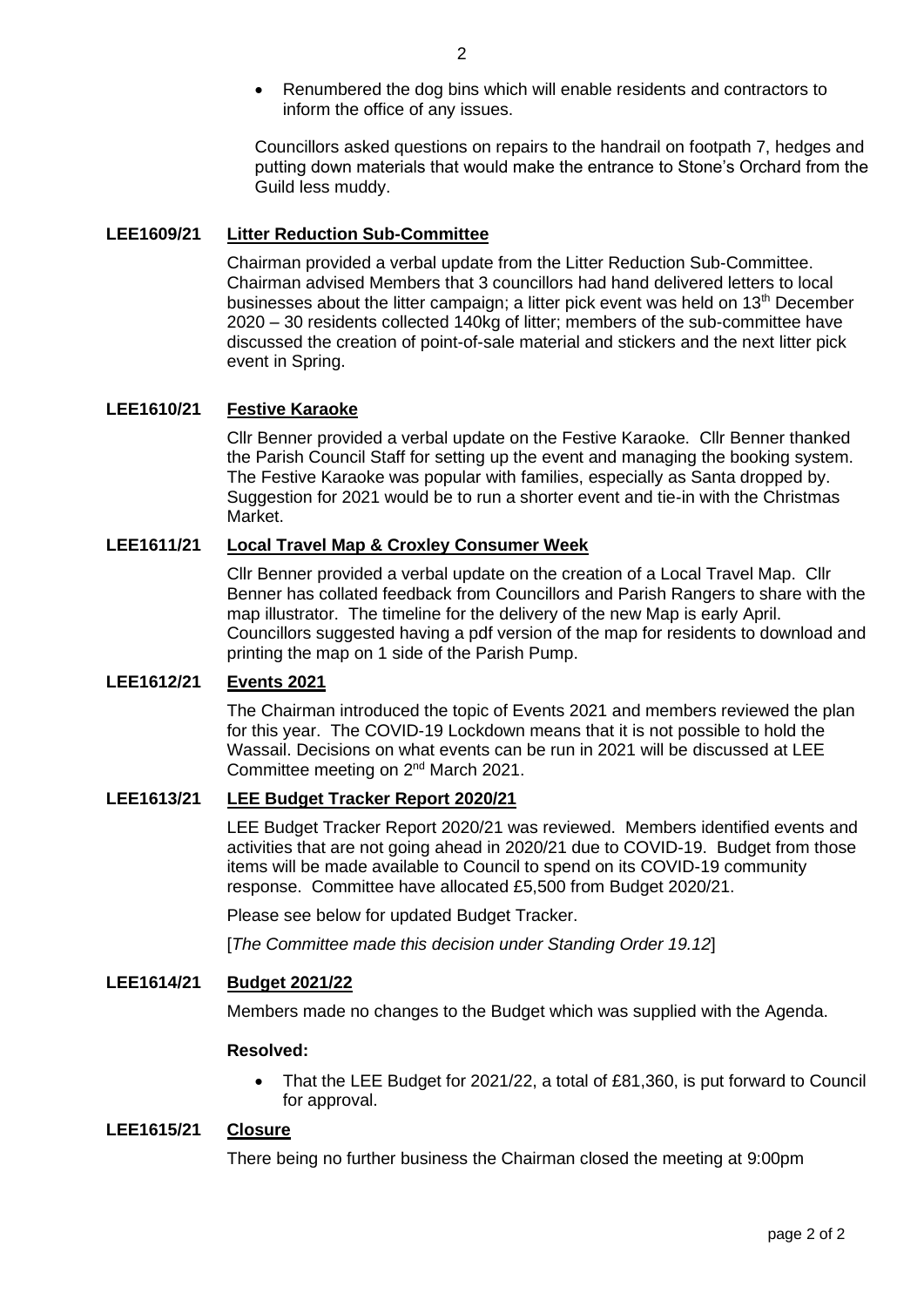- Renumbered the dog bins which will enable residents and contractors to inform the office of any issues.

Councillors asked questions on repairs to the handrail on footpath 7, hedges and putting down materials that would make the entrance to Stone's Orchard from the Guild less muddy.

## LEE1609/21 Litter Reduction Sub-Committee

Chairman provided a verbal update from the Litter Reduction Sub-Committee. Chairman advised Members that 3 councillors had hand delivered letters to local businesses about the litter campaign; a litter pick event was held on 13th December 2020 – 30 residents collected 140kg of litter; members of the sub-committee have discussed the creation of point-of-sale material and stickers and the next litter pick event in Spring.

## LEE1610/21 Festive Karaoke

Cllr Benner provided a verbal update on the Festive Karaoke. Cllr Benner thanked the Parish Council Staff for setting up the event and managing the booking system. The Festive Karaoke was popular with families, especially as Santa dropped by. Suggestion for 2021 would be to run a shorter event and tie-in with the Christmas Market.

## LEE1611/21 Local Travel Map & Croxley Consumer Week

Cllr Benner provided a verbal update on the creation of a Local Travel Map. Cllr Benner has collated feedback from Councillors and Parish Rangers to share with the map illustrator. The timeline for the delivery of the new Map is early April. Councillors suggested having a pdf version of the map for residents to download and printing the map on 1 side of the Parish Pump.

## LEE1612/21 Events 2021

The Chairman introduced the topic of Events 2021 and members reviewed the plan for this year. The COVID-19 Lockdown means that it is not possible to hold the Wassail. Decisions on what events can be run in 2021 will be discussed at LEE Committee meeting on 2nd March 2021.

## LEE1613/21 LEE Budget Tracker Report 2020/21

LEE Budget Tracker Report 2020/21 was reviewed. Members identified events and activities that are not going ahead in 2020/21 due to COVID-19. Budget from those items will be made available to Council to spend on its COVID-19 community response. Committee have allocated £5,500 from Budget 2020/21.

Please see below for updated Budget Tracker.

[*The Committee made this decision under Standing Order 19.12*]

## LEE1614/21 Budget 2021/22

Members made no changes to the Budget which was supplied with the Agenda.

**Resolved:**

- That the LEE Budget for 2021/22, a total of £81,360, is put forward to Council for approval.

## LEE1615/21 Closure

There being no further business the Chairman closed the meeting at 9:00pm